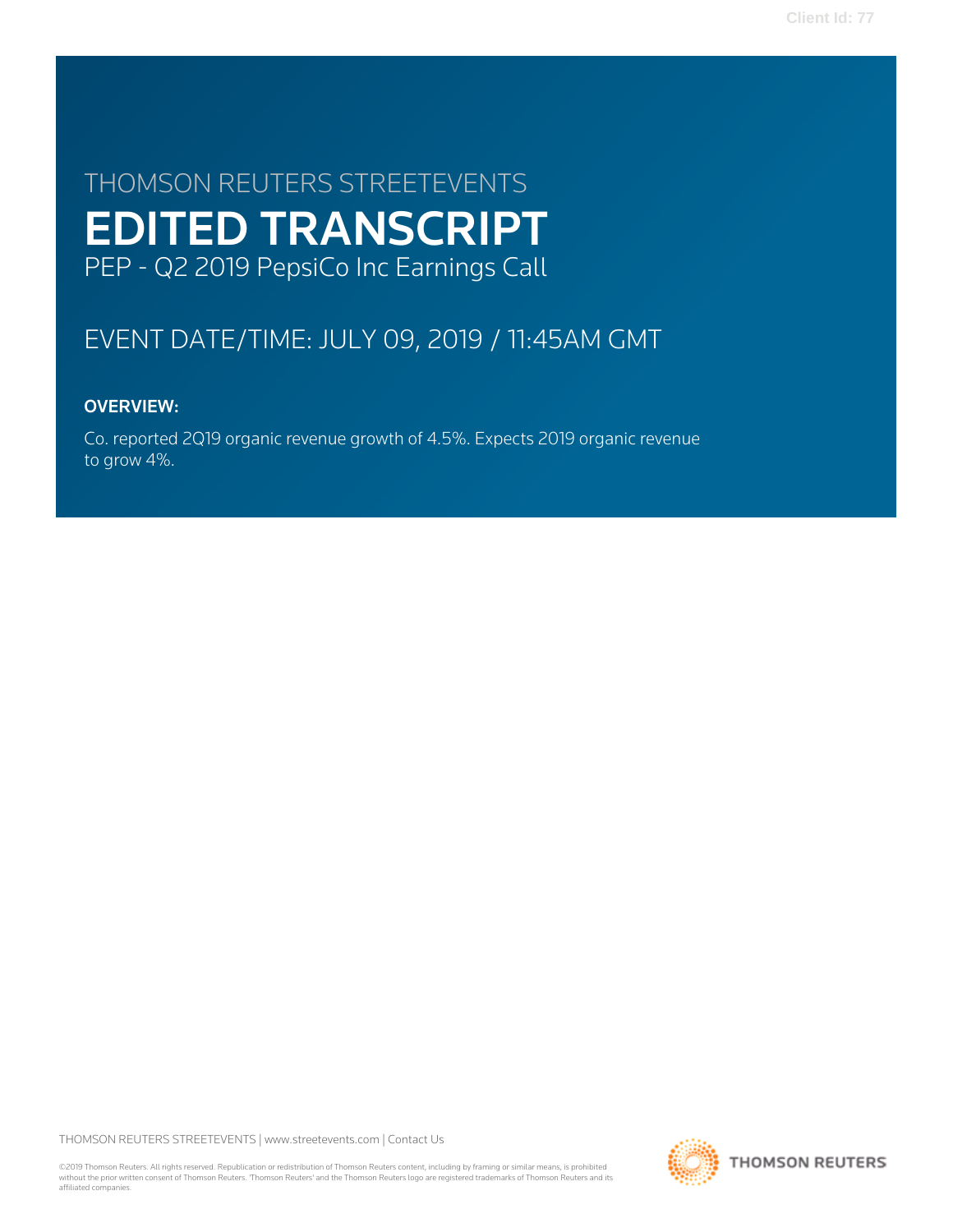# THOMSON REUTERS STREETEVENTS

# EDITED TRANSCRIPT

PEP - Q2 2019 PepsiCo Inc Earnings Call

## EVENT DATE/TIME: JULY 09, 2019 / 11:45AM GMT

### OVERVIEW:

Co. reported 2Q19 organic revenue growth of 4.5%. Expects 2019 organic revenue to grow 4%.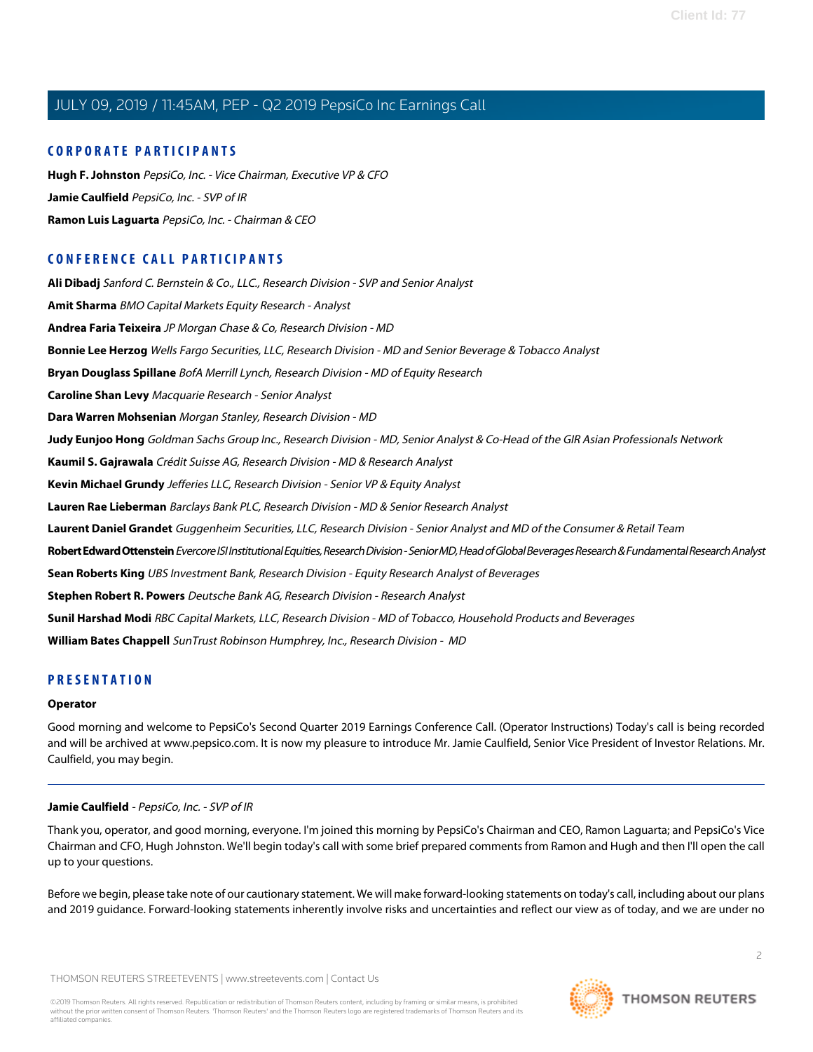## CORPORATE PARTICIPANTS

**Hugh F. Johnston** *PepsiCo, Inc. - Vice Chairman, Executive VP & CFO*

**Jamie Caulfield** *PepsiCo, Inc. - SVP of IR*

**Ramon Luis Laguarta** *PepsiCo, Inc. - Chairman & CEO*

## CONFERENCE CALL PARTICIPANTS

**Ali Dibadj** *Sanford C. Bernstein & Co., LLC., Research Division - SVP and Senior Analyst*

**Amit Sharma** *BMO Capital Markets Equity Research - Analyst*

**Andrea Faria Teixeira** *JP Morgan Chase & Co, Research Division - MD*

**Bonnie Lee Herzog** *Wells Fargo Securities, LLC, Research Division - MD and Senior Beverage & Tobacco Analyst*

**Bryan Douglass Spillane** *BofA Merrill Lynch, Research Division - MD of Equity Research*

**Caroline Shan Levy** *Macquarie Research - Senior Analyst*

**Dara Warren Mohsenian** *Morgan Stanley, Research Division - MD*

**Judy Eunjoo Hong** *Goldman Sachs Group Inc., Research Division - MD, Senior Analyst & Co-Head of the GIR Asian Professionals Network*

**Kaumil S. Gajrawala** *Crédit Suisse AG, Research Division - MD & Research Analyst*

**Kevin Michael Grundy** *Jefferies LLC, Research Division - Senior VP & Equity Analyst*

**Lauren Rae Lieberman** *Barclays Bank PLC, Research Division - MD & Senior Research Analyst*

**Laurent Daniel Grandet** *Guggenheim Securities, LLC, Research Division - Senior Analyst and MD of the Consumer & Retail Team*

**Robert Edward Ottenstein** *Evercore ISI Institutional Equities, Research Division - Senior MD, Head of Global Beverages Research & Fundamental Research Analyst*

**Sean Roberts King** *UBS Investment Bank, Research Division - Equity Research Analyst of Beverages*

**Stephen Robert R. Powers** *Deutsche Bank AG, Research Division - Research Analyst*

**Sunil Harshad Modi** *RBC Capital Markets, LLC, Research Division - MD of Tobacco, Household Products and Beverages*

**William Bates Chappell** *SunTrust Robinson Humphrey, Inc., Research Division - MD*

## PRESENTATION

### Operator

Good morning and welcome to PepsiCo's Second Quarter 2019 Earnings Conference Call. (Operator Instructions) Today's call is being recorded and will be archived at www.pepsico.com. It is now my pleasure to introduce Mr. Jamie Caulfield, Senior Vice President of Investor Relations. Mr. Caulfield, you may begin.

---

### Jamie Caulfield - *PepsiCo, Inc. - SVP of IR*

Thank you, operator, and good morning, everyone. I'm joined this morning by PepsiCo's Chairman and CEO, Ramon Laguarta; and PepsiCo's Vice Chairman and CFO, Hugh Johnston. We'll begin today's call with some brief prepared comments from Ramon and Hugh and then I'll open the call up to your questions.

Before we begin, please take note of our cautionary statement. We will make forward-looking statements on today's call, including about our plans and 2019 guidance. Forward-looking statements inherently involve risks and uncertainties and reflect our view as of today, and we are under no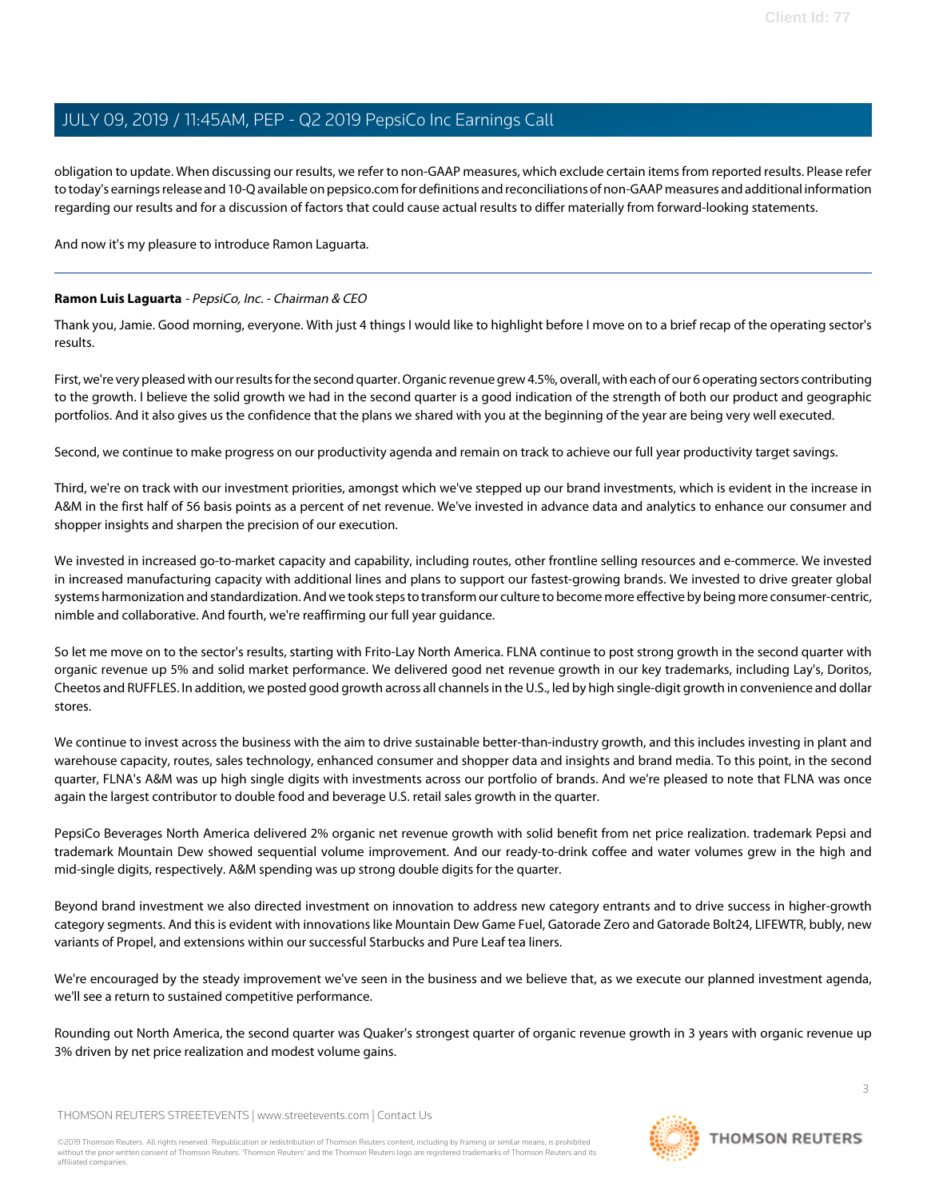obligation to update. When discussing our results, we refer to non-GAAP measures, which exclude certain items from reported results. Please refer to today's earnings release and 10-Q available on pepsico.com for definitions and reconciliations of non-GAAP measures and additional information regarding our results and for a discussion of factors that could cause actual results to differ materially from forward-looking statements.

And now it's my pleasure to introduce Ramon Laguarta.

---

**Ramon Luis Laguarta** - *PepsiCo, Inc. - Chairman & CEO*

Thank you, Jamie. Good morning, everyone. With just 4 things I would like to highlight before I move on to a brief recap of the operating sector's results.

First, we're very pleased with our results for the second quarter. Organic revenue grew 4.5%, overall, with each of our 6 operating sectors contributing to the growth. I believe the solid growth we had in the second quarter is a good indication of the strength of both our product and geographic portfolios. And it also gives us the confidence that the plans we shared with you at the beginning of the year are being very well executed.

Second, we continue to make progress on our productivity agenda and remain on track to achieve our full year productivity target savings.

Third, we're on track with our investment priorities, amongst which we've stepped up our brand investments, which is evident in the increase in A&M in the first half of 56 basis points as a percent of net revenue. We've invested in advance data and analytics to enhance our consumer and shopper insights and sharpen the precision of our execution.

We invested in increased go-to-market capacity and capability, including routes, other frontline selling resources and e-commerce. We invested in increased manufacturing capacity with additional lines and plans to support our fastest-growing brands. We invested to drive greater global systems harmonization and standardization. And we took steps to transform our culture to become more effective by being more consumer-centric, nimble and collaborative. And fourth, we're reaffirming our full year guidance.

So let me move on to the sector's results, starting with Frito-Lay North America. FLNA continue to post strong growth in the second quarter with organic revenue up 5% and solid market performance. We delivered good net revenue growth in our key trademarks, including Lay's, Doritos, Cheetos and RUFFLES. In addition, we posted good growth across all channels in the U.S., led by high single-digit growth in convenience and dollar stores.

We continue to invest across the business with the aim to drive sustainable better-than-industry growth, and this includes investing in plant and warehouse capacity, routes, sales technology, enhanced consumer and shopper data and insights and brand media. To this point, in the second quarter, FLNA's A&M was up high single digits with investments across our portfolio of brands. And we're pleased to note that FLNA was once again the largest contributor to double food and beverage U.S. retail sales growth in the quarter.

PepsiCo Beverages North America delivered 2% organic net revenue growth with solid benefit from net price realization. trademark Pepsi and trademark Mountain Dew showed sequential volume improvement. And our ready-to-drink coffee and water volumes grew in the high and mid-single digits, respectively. A&M spending was up strong double digits for the quarter.

Beyond brand investment we also directed investment on innovation to address new category entrants and to drive success in higher-growth category segments. And this is evident with innovations like Mountain Dew Game Fuel, Gatorade Zero and Gatorade Bolt24, LIFEWTR, bubly, new variants of Propel, and extensions within our successful Starbucks and Pure Leaf tea liners.

We're encouraged by the steady improvement we've seen in the business and we believe that, as we execute our planned investment agenda, we'll see a return to sustained competitive performance.

Rounding out North America, the second quarter was Quaker's strongest quarter of organic revenue growth in 3 years with organic revenue up 3% driven by net price realization and modest volume gains.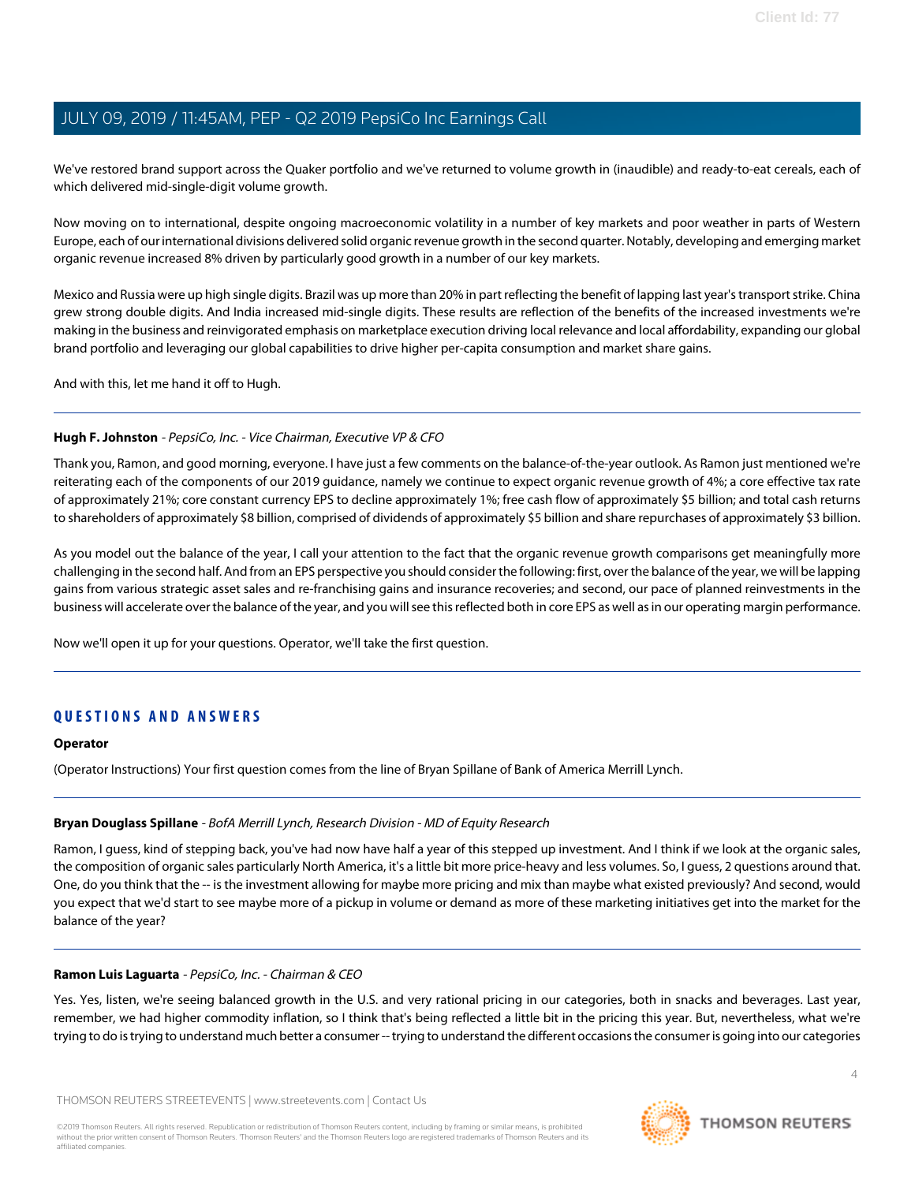We've restored brand support across the Quaker portfolio and we've returned to volume growth in (inaudible) and ready-to-eat cereals, each of which delivered mid-single-digit volume growth.

Now moving on to international, despite ongoing macroeconomic volatility in a number of key markets and poor weather in parts of Western Europe, each of our international divisions delivered solid organic revenue growth in the second quarter. Notably, developing and emerging market organic revenue increased 8% driven by particularly good growth in a number of our key markets.

Mexico and Russia were up high single digits. Brazil was up more than 20% in part reflecting the benefit of lapping last year's transport strike. China grew strong double digits. And India increased mid-single digits. These results are reflection of the benefits of the increased investments we're making in the business and reinvigorated emphasis on marketplace execution driving local relevance and local affordability, expanding our global brand portfolio and leveraging our global capabilities to drive higher per-capita consumption and market share gains.

And with this, let me hand it off to Hugh.

---

**Hugh F. Johnston** - *PepsiCo, Inc. - Vice Chairman, Executive VP & CFO*

Thank you, Ramon, and good morning, everyone. I have just a few comments on the balance-of-the-year outlook. As Ramon just mentioned we're reiterating each of the components of our 2019 guidance, namely we continue to expect organic revenue growth of 4%; a core effective tax rate of approximately 21%; core constant currency EPS to decline approximately 1%; free cash flow of approximately $5 billion; and total cash returns to shareholders of approximately $8 billion, comprised of dividends of approximately $5 billion and share repurchases of approximately $3 billion.

As you model out the balance of the year, I call your attention to the fact that the organic revenue growth comparisons get meaningfully more challenging in the second half. And from an EPS perspective you should consider the following: first, over the balance of the year, we will be lapping gains from various strategic asset sales and re-franchising gains and insurance recoveries; and second, our pace of planned reinvestments in the business will accelerate over the balance of the year, and you will see this reflected both in core EPS as well as in our operating margin performance.

Now we'll open it up for your questions. Operator, we'll take the first question.

---

## QUESTIONS AND ANSWERS

**Operator**

(Operator Instructions) Your first question comes from the line of Bryan Spillane of Bank of America Merrill Lynch.

---

**Bryan Douglass Spillane** - *BofA Merrill Lynch, Research Division - MD of Equity Research*

Ramon, I guess, kind of stepping back, you've had now have half a year of this stepped up investment. And I think if we look at the organic sales, the composition of organic sales particularly North America, it's a little bit more price-heavy and less volumes. So, I guess, 2 questions around that. One, do you think that the -- is the investment allowing for maybe more pricing and mix than maybe what existed previously? And second, would you expect that we'd start to see maybe more of a pickup in volume or demand as more of these marketing initiatives get into the market for the balance of the year?

---

**Ramon Luis Laguarta** - *PepsiCo, Inc. - Chairman & CEO*

Yes. Yes, listen, we're seeing balanced growth in the U.S. and very rational pricing in our categories, both in snacks and beverages. Last year, remember, we had higher commodity inflation, so I think that's being reflected a little bit in the pricing this year. But, nevertheless, what we're trying to do is trying to understand much better a consumer -- trying to understand the different occasions the consumer is going into our categories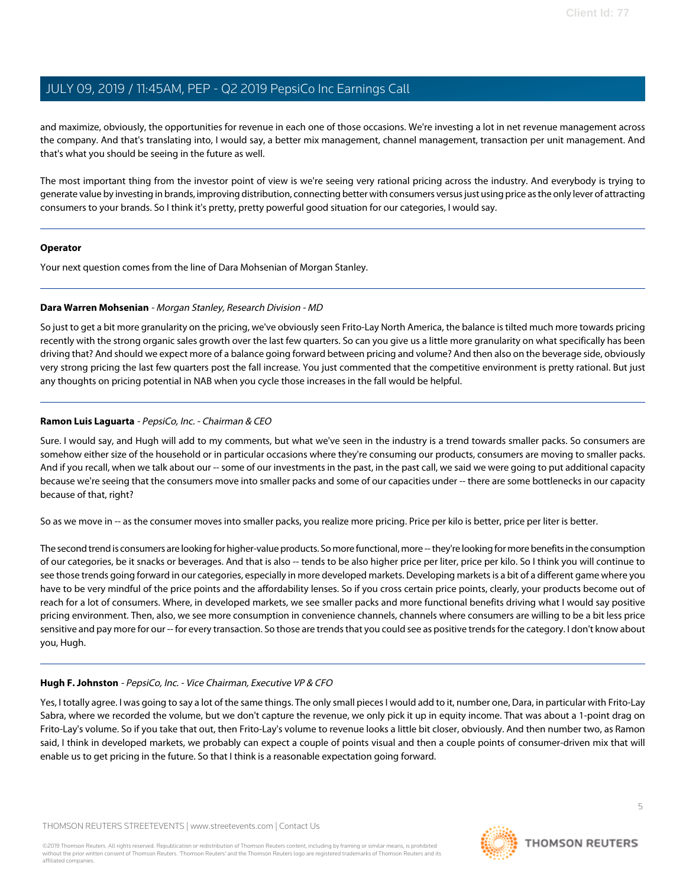and maximize, obviously, the opportunities for revenue in each one of those occasions. We're investing a lot in net revenue management across the company. And that's translating into, I would say, a better mix management, channel management, transaction per unit management. And that's what you should be seeing in the future as well.

The most important thing from the investor point of view is we're seeing very rational pricing across the industry. And everybody is trying to generate value by investing in brands, improving distribution, connecting better with consumers versus just using price as the only lever of attracting consumers to your brands. So I think it's pretty, pretty powerful good situation for our categories, I would say.

---

**Operator**

Your next question comes from the line of Dara Mohsenian of Morgan Stanley.

---

**Dara Warren Mohsenian** - *Morgan Stanley, Research Division - MD*

So just to get a bit more granularity on the pricing, we've obviously seen Frito-Lay North America, the balance is tilted much more towards pricing recently with the strong organic sales growth over the last few quarters. So can you give us a little more granularity on what specifically has been driving that? And should we expect more of a balance going forward between pricing and volume? And then also on the beverage side, obviously very strong pricing the last few quarters post the fall increase. You just commented that the competitive environment is pretty rational. But just any thoughts on pricing potential in NAB when you cycle those increases in the fall would be helpful.

---

**Ramon Luis Laguarta** - *PepsiCo, Inc. - Chairman & CEO*

Sure. I would say, and Hugh will add to my comments, but what we've seen in the industry is a trend towards smaller packs. So consumers are somehow either size of the household or in particular occasions where they're consuming our products, consumers are moving to smaller packs. And if you recall, when we talk about our -- some of our investments in the past, in the past call, we said we were going to put additional capacity because we're seeing that the consumers move into smaller packs and some of our capacities under -- there are some bottlenecks in our capacity because of that, right?

So as we move in -- as the consumer moves into smaller packs, you realize more pricing. Price per kilo is better, price per liter is better.

The second trend is consumers are looking for higher-value products. So more functional, more -- they're looking for more benefits in the consumption of our categories, be it snacks or beverages. And that is also -- tends to be also higher price per liter, price per kilo. So I think you will continue to see those trends going forward in our categories, especially in more developed markets. Developing markets is a bit of a different game where you have to be very mindful of the price points and the affordability lenses. So if you cross certain price points, clearly, your products become out of reach for a lot of consumers. Where, in developed markets, we see smaller packs and more functional benefits driving what I would say positive pricing environment. Then, also, we see more consumption in convenience channels, channels where consumers are willing to be a bit less price sensitive and pay more for our -- for every transaction. So those are trends that you could see as positive trends for the category. I don't know about you, Hugh.

---

**Hugh F. Johnston** - *PepsiCo, Inc. - Vice Chairman, Executive VP & CFO*

Yes, I totally agree. I was going to say a lot of the same things. The only small pieces I would add to it, number one, Dara, in particular with Frito-Lay Sabra, where we recorded the volume, but we don't capture the revenue, we only pick it up in equity income. That was about a 1-point drag on Frito-Lay's volume. So if you take that out, then Frito-Lay's volume to revenue looks a little bit closer, obviously. And then number two, as Ramon said, I think in developed markets, we probably can expect a couple of points visual and then a couple points of consumer-driven mix that will enable us to get pricing in the future. So that I think is a reasonable expectation going forward.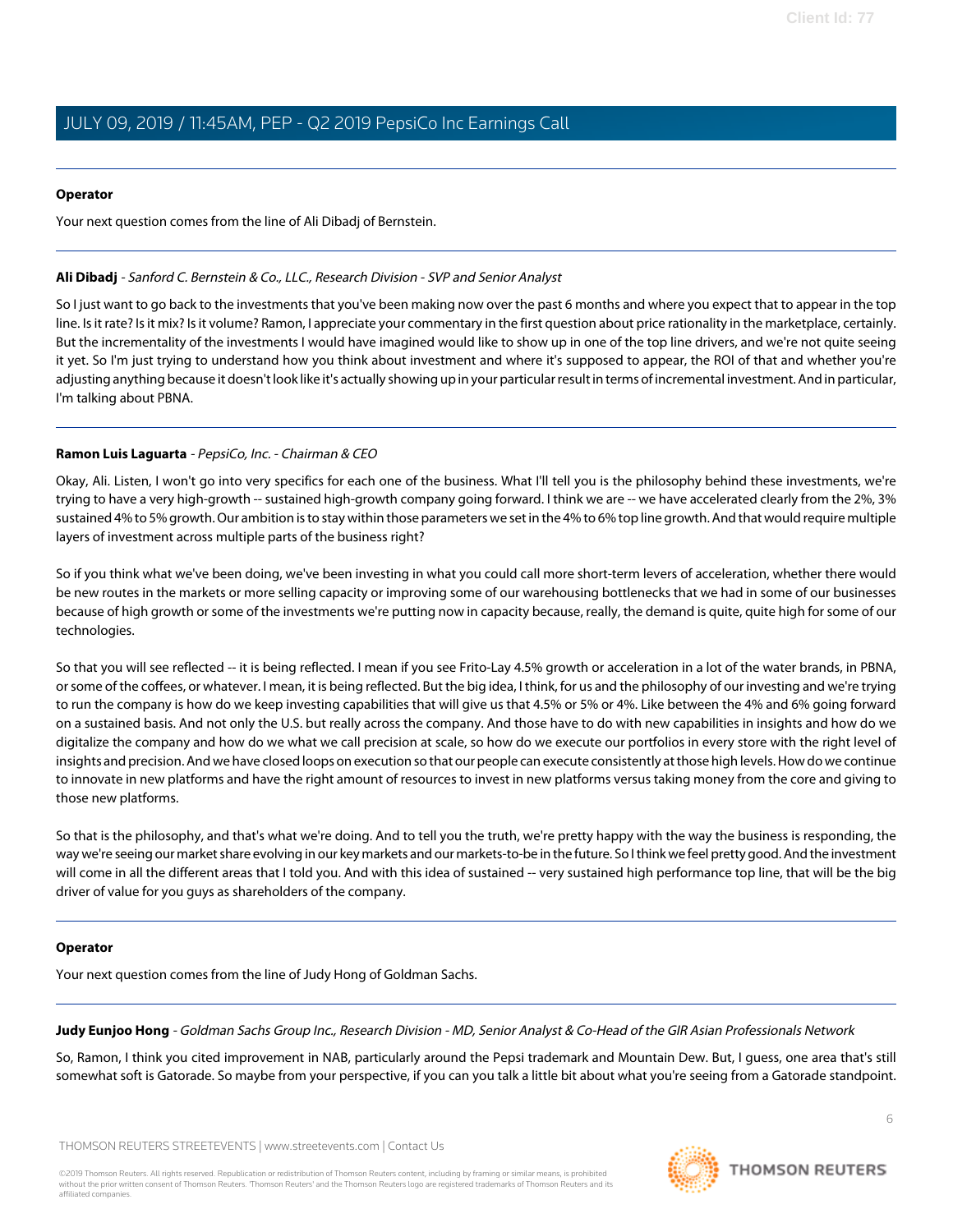**Operator**

Your next question comes from the line of Ali Dibadj of Bernstein.

---

**Ali Dibadj** - *Sanford C. Bernstein & Co., LLC., Research Division - SVP and Senior Analyst*

So I just want to go back to the investments that you've been making now over the past 6 months and where you expect that to appear in the top line. Is it rate? Is it mix? Is it volume? Ramon, I appreciate your commentary in the first question about price rationality in the marketplace, certainly. But the incrementality of the investments I would have imagined would like to show up in one of the top line drivers, and we're not quite seeing it yet. So I'm just trying to understand how you think about investment and where it's supposed to appear, the ROI of that and whether you're adjusting anything because it doesn't look like it's actually showing up in your particular result in terms of incremental investment. And in particular, I'm talking about PBNA.

---

**Ramon Luis Laguarta** - *PepsiCo, Inc. - Chairman & CEO*

Okay, Ali. Listen, I won't go into very specifics for each one of the business. What I'll tell you is the philosophy behind these investments, we're trying to have a very high-growth -- sustained high-growth company going forward. I think we are -- we have accelerated clearly from the 2%, 3% sustained 4% to 5% growth. Our ambition is to stay within those parameters we set in the 4% to 6% top line growth. And that would require multiple layers of investment across multiple parts of the business right?

So if you think what we've been doing, we've been investing in what you could call more short-term levers of acceleration, whether there would be new routes in the markets or more selling capacity or improving some of our warehousing bottlenecks that we had in some of our businesses because of high growth or some of the investments we're putting now in capacity because, really, the demand is quite, quite high for some of our technologies.

So that you will see reflected -- it is being reflected. I mean if you see Frito-Lay 4.5% growth or acceleration in a lot of the water brands, in PBNA, or some of the coffees, or whatever. I mean, it is being reflected. But the big idea, I think, for us and the philosophy of our investing and we're trying to run the company is how do we keep investing capabilities that will give us that 4.5% or 5% or 4%. Like between the 4% and 6% going forward on a sustained basis. And not only the U.S. but really across the company. And those have to do with new capabilities in insights and how do we digitalize the company and how do we what we call precision at scale, so how do we execute our portfolios in every store with the right level of insights and precision. And we have closed loops on execution so that our people can execute consistently at those high levels. How do we continue to innovate in new platforms and have the right amount of resources to invest in new platforms versus taking money from the core and giving to those new platforms.

So that is the philosophy, and that's what we're doing. And to tell you the truth, we're pretty happy with the way the business is responding, the way we're seeing our market share evolving in our key markets and our markets-to-be in the future. So I think we feel pretty good. And the investment will come in all the different areas that I told you. And with this idea of sustained -- very sustained high performance top line, that will be the big driver of value for you guys as shareholders of the company.

---

**Operator**

Your next question comes from the line of Judy Hong of Goldman Sachs.

---

**Judy Eunjoo Hong** - *Goldman Sachs Group Inc., Research Division - MD, Senior Analyst & Co-Head of the GIR Asian Professionals Network*

So, Ramon, I think you cited improvement in NAB, particularly around the Pepsi trademark and Mountain Dew. But, I guess, one area that's still somewhat soft is Gatorade. So maybe from your perspective, if you can you talk a little bit about what you're seeing from a Gatorade standpoint.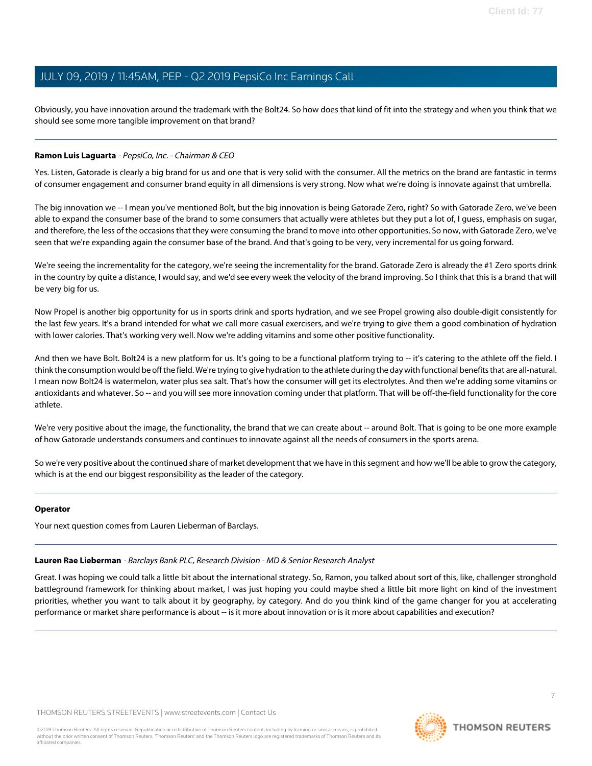Obviously, you have innovation around the trademark with the Bolt24. So how does that kind of fit into the strategy and when you think that we should see some more tangible improvement on that brand?

---

**Ramon Luis Laguarta** - *PepsiCo, Inc. - Chairman & CEO*

Yes. Listen, Gatorade is clearly a big brand for us and one that is very solid with the consumer. All the metrics on the brand are fantastic in terms of consumer engagement and consumer brand equity in all dimensions is very strong. Now what we're doing is innovate against that umbrella.

The big innovation we -- I mean you've mentioned Bolt, but the big innovation is being Gatorade Zero, right? So with Gatorade Zero, we've been able to expand the consumer base of the brand to some consumers that actually were athletes but they put a lot of, I guess, emphasis on sugar, and therefore, the less of the occasions that they were consuming the brand to move into other opportunities. So now, with Gatorade Zero, we've seen that we're expanding again the consumer base of the brand. And that's going to be very, very incremental for us going forward.

We're seeing the incrementality for the category, we're seeing the incrementality for the brand. Gatorade Zero is already the #1 Zero sports drink in the country by quite a distance, I would say, and we'd see every week the velocity of the brand improving. So I think that this is a brand that will be very big for us.

Now Propel is another big opportunity for us in sports drink and sports hydration, and we see Propel growing also double-digit consistently for the last few years. It's a brand intended for what we call more casual exercisers, and we're trying to give them a good combination of hydration with lower calories. That's working very well. Now we're adding vitamins and some other positive functionality.

And then we have Bolt. Bolt24 is a new platform for us. It's going to be a functional platform trying to -- it's catering to the athlete off the field. I think the consumption would be off the field. We're trying to give hydration to the athlete during the day with functional benefits that are all-natural. I mean now Bolt24 is watermelon, water plus sea salt. That's how the consumer will get its electrolytes. And then we're adding some vitamins or antioxidants and whatever. So -- and you will see more innovation coming under that platform. That will be off-the-field functionality for the core athlete.

We're very positive about the image, the functionality, the brand that we can create about -- around Bolt. That is going to be one more example of how Gatorade understands consumers and continues to innovate against all the needs of consumers in the sports arena.

So we're very positive about the continued share of market development that we have in this segment and how we'll be able to grow the category, which is at the end our biggest responsibility as the leader of the category.

---

**Operator**

Your next question comes from Lauren Lieberman of Barclays.

---

**Lauren Rae Lieberman** - *Barclays Bank PLC, Research Division - MD & Senior Research Analyst*

Great. I was hoping we could talk a little bit about the international strategy. So, Ramon, you talked about sort of this, like, challenger stronghold battleground framework for thinking about market, I was just hoping you could maybe shed a little bit more light on kind of the investment priorities, whether you want to talk about it by geography, by category. And do you think kind of the game changer for you at accelerating performance or market share performance is about -- is it more about innovation or is it more about capabilities and execution?

---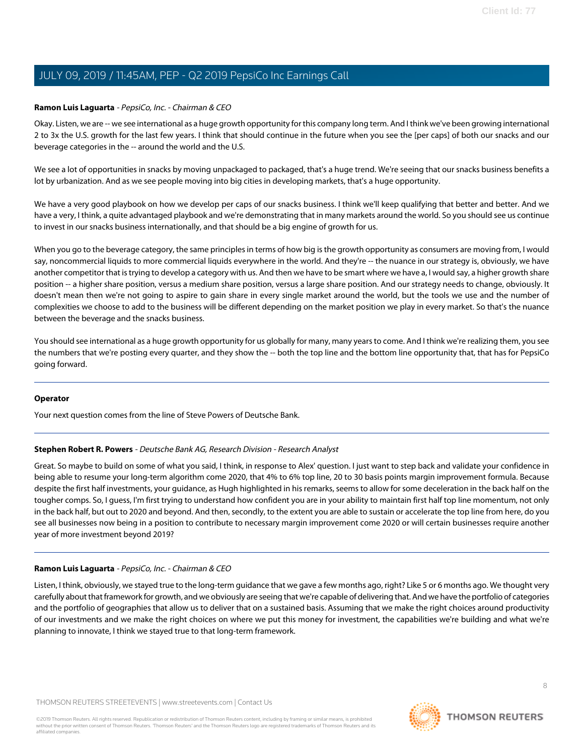**Ramon Luis Laguarta** - *PepsiCo, Inc. - Chairman & CEO*

Okay. Listen, we are -- we see international as a huge growth opportunity for this company long term. And I think we've been growing international 2 to 3x the U.S. growth for the last few years. I think that should continue in the future when you see the [per caps] of both our snacks and our beverage categories in the -- around the world and the U.S.

We see a lot of opportunities in snacks by moving unpackaged to packaged, that's a huge trend. We're seeing that our snacks business benefits a lot by urbanization. And as we see people moving into big cities in developing markets, that's a huge opportunity.

We have a very good playbook on how we develop per caps of our snacks business. I think we'll keep qualifying that better and better. And we have a very, I think, a quite advantaged playbook and we're demonstrating that in many markets around the world. So you should see us continue to invest in our snacks business internationally, and that should be a big engine of growth for us.

When you go to the beverage category, the same principles in terms of how big is the growth opportunity as consumers are moving from, I would say, noncommercial liquids to more commercial liquids everywhere in the world. And they're -- the nuance in our strategy is, obviously, we have another competitor that is trying to develop a category with us. And then we have to be smart where we have a, I would say, a higher growth share position -- a higher share position, versus a medium share position, versus a large share position. And our strategy needs to change, obviously. It doesn't mean then we're not going to aspire to gain share in every single market around the world, but the tools we use and the number of complexities we choose to add to the business will be different depending on the market position we play in every market. So that's the nuance between the beverage and the snacks business.

You should see international as a huge growth opportunity for us globally for many, many years to come. And I think we're realizing them, you see the numbers that we're posting every quarter, and they show the -- both the top line and the bottom line opportunity that, that has for PepsiCo going forward.

---

**Operator**

Your next question comes from the line of Steve Powers of Deutsche Bank.

---

**Stephen Robert R. Powers** - *Deutsche Bank AG, Research Division - Research Analyst*

Great. So maybe to build on some of what you said, I think, in response to Alex' question. I just want to step back and validate your confidence in being able to resume your long-term algorithm come 2020, that 4% to 6% top line, 20 to 30 basis points margin improvement formula. Because despite the first half investments, your guidance, as Hugh highlighted in his remarks, seems to allow for some deceleration in the back half on the tougher comps. So, I guess, I'm first trying to understand how confident you are in your ability to maintain first half top line momentum, not only in the back half, but out to 2020 and beyond. And then, secondly, to the extent you are able to sustain or accelerate the top line from here, do you see all businesses now being in a position to contribute to necessary margin improvement come 2020 or will certain businesses require another year of more investment beyond 2019?

---

**Ramon Luis Laguarta** - *PepsiCo, Inc. - Chairman & CEO*

Listen, I think, obviously, we stayed true to the long-term guidance that we gave a few months ago, right? Like 5 or 6 months ago. We thought very carefully about that framework for growth, and we obviously are seeing that we're capable of delivering that. And we have the portfolio of categories and the portfolio of geographies that allow us to deliver that on a sustained basis. Assuming that we make the right choices around productivity of our investments and we make the right choices on where we put this money for investment, the capabilities we're building and what we're planning to innovate, I think we stayed true to that long-term framework.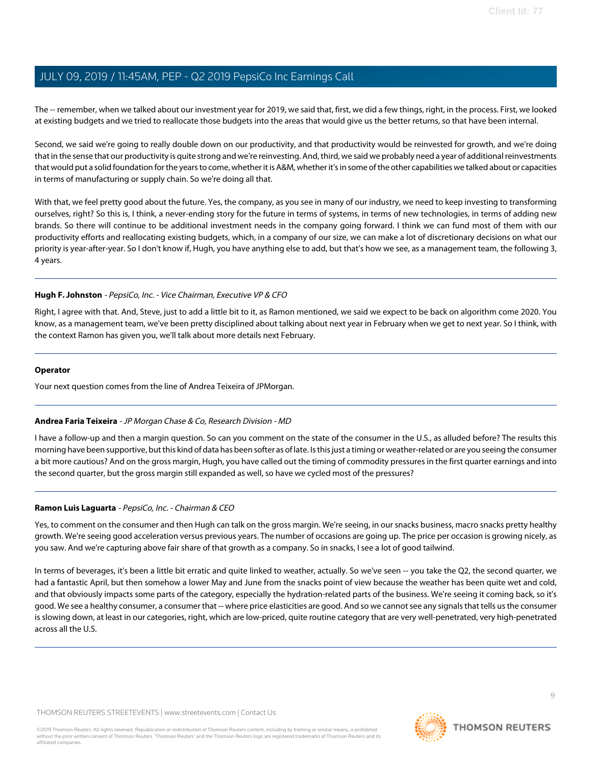The -- remember, when we talked about our investment year for 2019, we said that, first, we did a few things, right, in the process. First, we looked at existing budgets and we tried to reallocate those budgets into the areas that would give us the better returns, so that have been internal.

Second, we said we're going to really double down on our productivity, and that productivity would be reinvested for growth, and we're doing that in the sense that our productivity is quite strong and we're reinvesting. And, third, we said we probably need a year of additional reinvestments that would put a solid foundation for the years to come, whether it is A&M, whether it's in some of the other capabilities we talked about or capacities in terms of manufacturing or supply chain. So we're doing all that.

With that, we feel pretty good about the future. Yes, the company, as you see in many of our industry, we need to keep investing to transforming ourselves, right? So this is, I think, a never-ending story for the future in terms of systems, in terms of new technologies, in terms of adding new brands. So there will continue to be additional investment needs in the company going forward. I think we can fund most of them with our productivity efforts and reallocating existing budgets, which, in a company of our size, we can make a lot of discretionary decisions on what our priority is year-after-year. So I don't know if, Hugh, you have anything else to add, but that's how we see, as a management team, the following 3, 4 years.

---

**Hugh F. Johnston** - *PepsiCo, Inc. - Vice Chairman, Executive VP & CFO*

Right, I agree with that. And, Steve, just to add a little bit to it, as Ramon mentioned, we said we expect to be back on algorithm come 2020. You know, as a management team, we've been pretty disciplined about talking about next year in February when we get to next year. So I think, with the context Ramon has given you, we'll talk about more details next February.

---

**Operator**

Your next question comes from the line of Andrea Teixeira of JPMorgan.

---

**Andrea Faria Teixeira** - *JP Morgan Chase & Co, Research Division - MD*

I have a follow-up and then a margin question. So can you comment on the state of the consumer in the U.S., as alluded before? The results this morning have been supportive, but this kind of data has been softer as of late. Is this just a timing or weather-related or are you seeing the consumer a bit more cautious? And on the gross margin, Hugh, you have called out the timing of commodity pressures in the first quarter earnings and into the second quarter, but the gross margin still expanded as well, so have we cycled most of the pressures?

---

**Ramon Luis Laguarta** - *PepsiCo, Inc. - Chairman & CEO*

Yes, to comment on the consumer and then Hugh can talk on the gross margin. We're seeing, in our snacks business, macro snacks pretty healthy growth. We're seeing good acceleration versus previous years. The number of occasions are going up. The price per occasion is growing nicely, as you saw. And we're capturing above fair share of that growth as a company. So in snacks, I see a lot of good tailwind.

In terms of beverages, it's been a little bit erratic and quite linked to weather, actually. So we've seen -- you take the Q2, the second quarter, we had a fantastic April, but then somehow a lower May and June from the snacks point of view because the weather has been quite wet and cold, and that obviously impacts some parts of the category, especially the hydration-related parts of the business. We're seeing it coming back, so it's good. We see a healthy consumer, a consumer that -- where price elasticities are good. And so we cannot see any signals that tells us the consumer is slowing down, at least in our categories, right, which are low-priced, quite routine category that are very well-penetrated, very high-penetrated across all the U.S.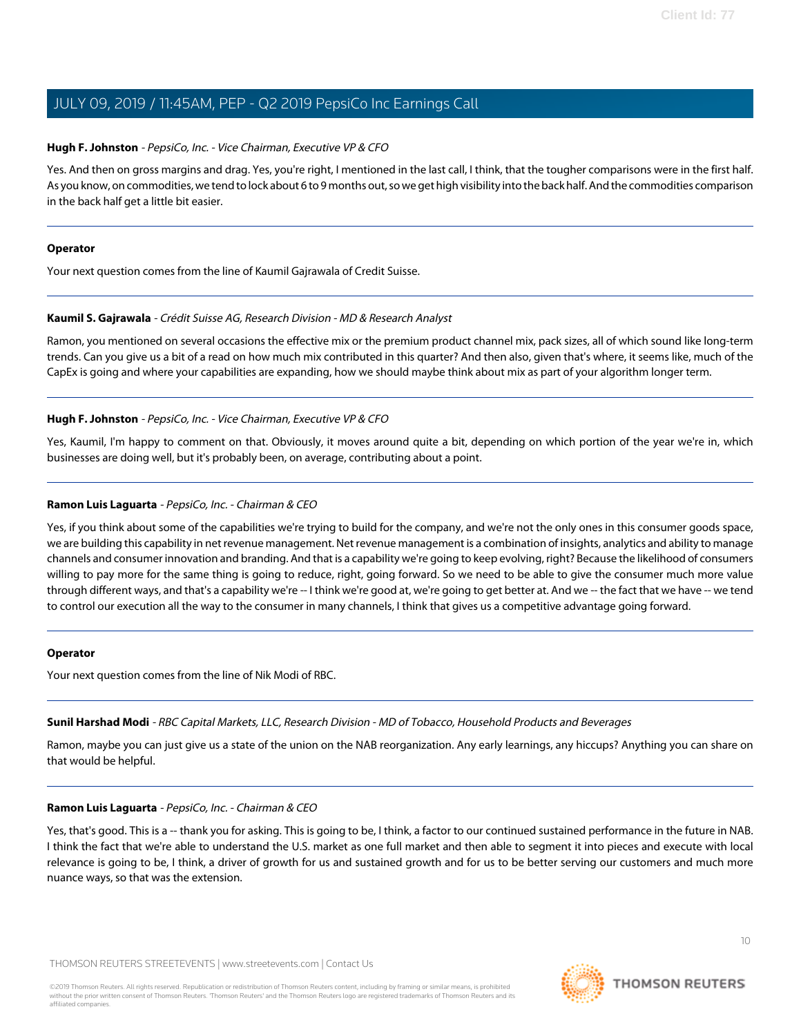**Hugh F. Johnston** - *PepsiCo, Inc. - Vice Chairman, Executive VP & CFO*

Yes. And then on gross margins and drag. Yes, you're right, I mentioned in the last call, I think, that the tougher comparisons were in the first half. As you know, on commodities, we tend to lock about 6 to 9 months out, so we get high visibility into the back half. And the commodities comparison in the back half get a little bit easier.

---

**Operator**

Your next question comes from the line of Kaumil Gajrawala of Credit Suisse.

---

**Kaumil S. Gajrawala** - *Crédit Suisse AG, Research Division - MD & Research Analyst*

Ramon, you mentioned on several occasions the effective mix or the premium product channel mix, pack sizes, all of which sound like long-term trends. Can you give us a bit of a read on how much mix contributed in this quarter? And then also, given that's where, it seems like, much of the CapEx is going and where your capabilities are expanding, how we should maybe think about mix as part of your algorithm longer term.

---

**Hugh F. Johnston** - *PepsiCo, Inc. - Vice Chairman, Executive VP & CFO*

Yes, Kaumil, I'm happy to comment on that. Obviously, it moves around quite a bit, depending on which portion of the year we're in, which businesses are doing well, but it's probably been, on average, contributing about a point.

---

**Ramon Luis Laguarta** - *PepsiCo, Inc. - Chairman & CEO*

Yes, if you think about some of the capabilities we're trying to build for the company, and we're not the only ones in this consumer goods space, we are building this capability in net revenue management. Net revenue management is a combination of insights, analytics and ability to manage channels and consumer innovation and branding. And that is a capability we're going to keep evolving, right? Because the likelihood of consumers willing to pay more for the same thing is going to reduce, right, going forward. So we need to be able to give the consumer much more value through different ways, and that's a capability we're -- I think we're good at, we're going to get better at. And we -- the fact that we have -- we tend to control our execution all the way to the consumer in many channels, I think that gives us a competitive advantage going forward.

---

**Operator**

Your next question comes from the line of Nik Modi of RBC.

---

**Sunil Harshad Modi** - *RBC Capital Markets, LLC, Research Division - MD of Tobacco, Household Products and Beverages*

Ramon, maybe you can just give us a state of the union on the NAB reorganization. Any early learnings, any hiccups? Anything you can share on that would be helpful.

---

**Ramon Luis Laguarta** - *PepsiCo, Inc. - Chairman & CEO*

Yes, that's good. This is a -- thank you for asking. This is going to be, I think, a factor to our continued sustained performance in the future in NAB. I think the fact that we're able to understand the U.S. market as one full market and then able to segment it into pieces and execute with local relevance is going to be, I think, a driver of growth for us and sustained growth and for us to be better serving our customers and much more nuance ways, so that was the extension.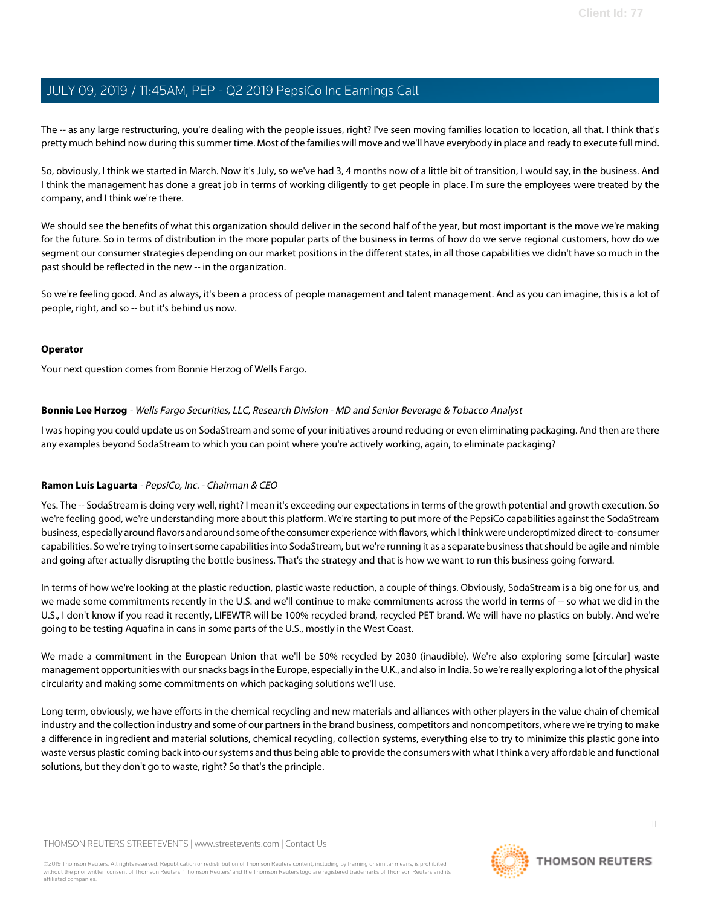The -- as any large restructuring, you're dealing with the people issues, right? I've seen moving families location to location, all that. I think that's pretty much behind now during this summer time. Most of the families will move and we'll have everybody in place and ready to execute full mind.

So, obviously, I think we started in March. Now it's July, so we've had 3, 4 months now of a little bit of transition, I would say, in the business. And I think the management has done a great job in terms of working diligently to get people in place. I'm sure the employees were treated by the company, and I think we're there.

We should see the benefits of what this organization should deliver in the second half of the year, but most important is the move we're making for the future. So in terms of distribution in the more popular parts of the business in terms of how do we serve regional customers, how do we segment our consumer strategies depending on our market positions in the different states, in all those capabilities we didn't have so much in the past should be reflected in the new -- in the organization.

So we're feeling good. And as always, it's been a process of people management and talent management. And as you can imagine, this is a lot of people, right, and so -- but it's behind us now.

---

**Operator**

Your next question comes from Bonnie Herzog of Wells Fargo.

---

**Bonnie Lee Herzog** - *Wells Fargo Securities, LLC, Research Division - MD and Senior Beverage & Tobacco Analyst*

I was hoping you could update us on SodaStream and some of your initiatives around reducing or even eliminating packaging. And then are there any examples beyond SodaStream to which you can point where you're actively working, again, to eliminate packaging?

---

**Ramon Luis Laguarta** - *PepsiCo, Inc. - Chairman & CEO*

Yes. The -- SodaStream is doing very well, right? I mean it's exceeding our expectations in terms of the growth potential and growth execution. So we're feeling good, we're understanding more about this platform. We're starting to put more of the PepsiCo capabilities against the SodaStream business, especially around flavors and around some of the consumer experience with flavors, which I think were underoptimized direct-to-consumer capabilities. So we're trying to insert some capabilities into SodaStream, but we're running it as a separate business that should be agile and nimble and going after actually disrupting the bottle business. That's the strategy and that is how we want to run this business going forward.

In terms of how we're looking at the plastic reduction, plastic waste reduction, a couple of things. Obviously, SodaStream is a big one for us, and we made some commitments recently in the U.S. and we'll continue to make commitments across the world in terms of -- so what we did in the U.S., I don't know if you read it recently, LIFEWTR will be 100% recycled brand, recycled PET brand. We will have no plastics on bubly. And we're going to be testing Aquafina in cans in some parts of the U.S., mostly in the West Coast.

We made a commitment in the European Union that we'll be 50% recycled by 2030 (inaudible). We're also exploring some [circular] waste management opportunities with our snacks bags in the Europe, especially in the U.K., and also in India. So we're really exploring a lot of the physical circularity and making some commitments on which packaging solutions we'll use.

Long term, obviously, we have efforts in the chemical recycling and new materials and alliances with other players in the value chain of chemical industry and the collection industry and some of our partners in the brand business, competitors and noncompetitors, where we're trying to make a difference in ingredient and material solutions, chemical recycling, collection systems, everything else to try to minimize this plastic gone into waste versus plastic coming back into our systems and thus being able to provide the consumers with what I think a very affordable and functional solutions, but they don't go to waste, right? So that's the principle.

---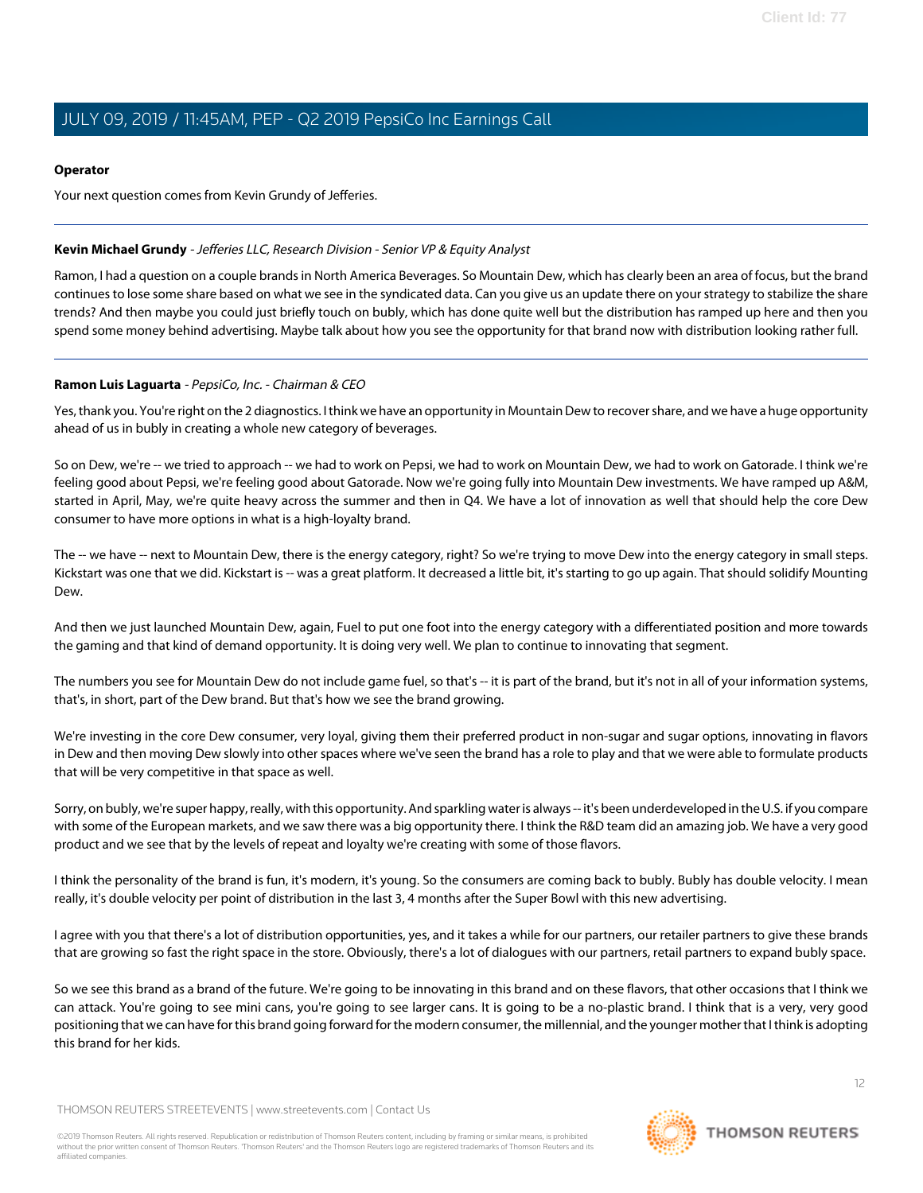**Operator**

Your next question comes from Kevin Grundy of Jefferies.

---

**Kevin Michael Grundy** - *Jefferies LLC, Research Division - Senior VP & Equity Analyst*

Ramon, I had a question on a couple brands in North America Beverages. So Mountain Dew, which has clearly been an area of focus, but the brand continues to lose some share based on what we see in the syndicated data. Can you give us an update there on your strategy to stabilize the share trends? And then maybe you could just briefly touch on bubly, which has done quite well but the distribution has ramped up here and then you spend some money behind advertising. Maybe talk about how you see the opportunity for that brand now with distribution looking rather full.

---

**Ramon Luis Laguarta** - *PepsiCo, Inc. - Chairman & CEO*

Yes, thank you. You're right on the 2 diagnostics. I think we have an opportunity in Mountain Dew to recover share, and we have a huge opportunity ahead of us in bubly in creating a whole new category of beverages.

So on Dew, we're -- we tried to approach -- we had to work on Pepsi, we had to work on Mountain Dew, we had to work on Gatorade. I think we're feeling good about Pepsi, we're feeling good about Gatorade. Now we're going fully into Mountain Dew investments. We have ramped up A&M, started in April, May, we're quite heavy across the summer and then in Q4. We have a lot of innovation as well that should help the core Dew consumer to have more options in what is a high-loyalty brand.

The -- we have -- next to Mountain Dew, there is the energy category, right? So we're trying to move Dew into the energy category in small steps. Kickstart was one that we did. Kickstart is -- was a great platform. It decreased a little bit, it's starting to go up again. That should solidify Mounting Dew.

And then we just launched Mountain Dew, again, Fuel to put one foot into the energy category with a differentiated position and more towards the gaming and that kind of demand opportunity. It is doing very well. We plan to continue to innovating that segment.

The numbers you see for Mountain Dew do not include game fuel, so that's -- it is part of the brand, but it's not in all of your information systems, that's, in short, part of the Dew brand. But that's how we see the brand growing.

We're investing in the core Dew consumer, very loyal, giving them their preferred product in non-sugar and sugar options, innovating in flavors in Dew and then moving Dew slowly into other spaces where we've seen the brand has a role to play and that we were able to formulate products that will be very competitive in that space as well.

Sorry, on bubly, we're super happy, really, with this opportunity. And sparkling water is always -- it's been underdeveloped in the U.S. if you compare with some of the European markets, and we saw there was a big opportunity there. I think the R&D team did an amazing job. We have a very good product and we see that by the levels of repeat and loyalty we're creating with some of those flavors.

I think the personality of the brand is fun, it's modern, it's young. So the consumers are coming back to bubly. Bubly has double velocity. I mean really, it's double velocity per point of distribution in the last 3, 4 months after the Super Bowl with this new advertising.

I agree with you that there's a lot of distribution opportunities, yes, and it takes a while for our partners, our retailer partners to give these brands that are growing so fast the right space in the store. Obviously, there's a lot of dialogues with our partners, retail partners to expand bubly space.

So we see this brand as a brand of the future. We're going to be innovating in this brand and on these flavors, that other occasions that I think we can attack. You're going to see mini cans, you're going to see larger cans. It is going to be a no-plastic brand. I think that is a very, very good positioning that we can have for this brand going forward for the modern consumer, the millennial, and the younger mother that I think is adopting this brand for her kids.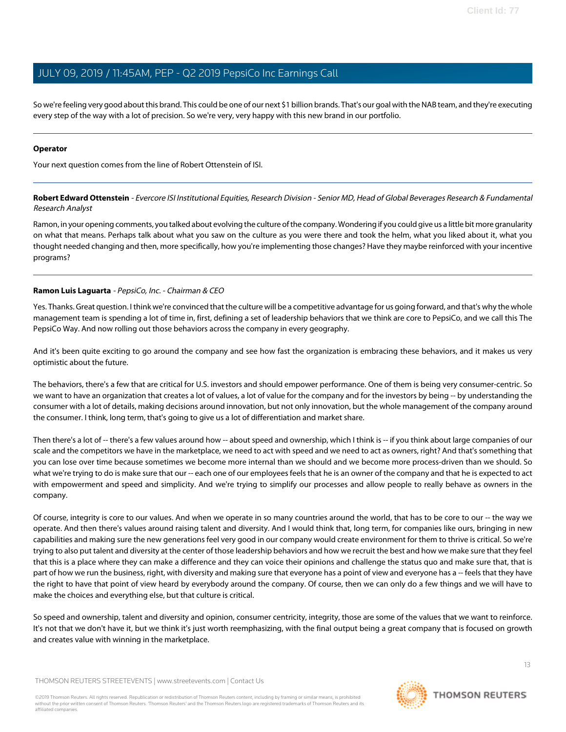So we're feeling very good about this brand. This could be one of our next $1 billion brands. That's our goal with the NAB team, and they're executing every step of the way with a lot of precision. So we're very, very happy with this new brand in our portfolio.

---

**Operator**

Your next question comes from the line of Robert Ottenstein of ISI.

---

**Robert Edward Ottenstein** - *Evercore ISI Institutional Equities, Research Division - Senior MD, Head of Global Beverages Research & Fundamental Research Analyst*

Ramon, in your opening comments, you talked about evolving the culture of the company. Wondering if you could give us a little bit more granularity on what that means. Perhaps talk about what you saw on the culture as you were there and took the helm, what you liked about it, what you thought needed changing and then, more specifically, how you're implementing those changes? Have they maybe reinforced with your incentive programs?

---

**Ramon Luis Laguarta** - *PepsiCo, Inc. - Chairman & CEO*

Yes. Thanks. Great question. I think we're convinced that the culture will be a competitive advantage for us going forward, and that's why the whole management team is spending a lot of time in, first, defining a set of leadership behaviors that we think are core to PepsiCo, and we call this The PepsiCo Way. And now rolling out those behaviors across the company in every geography.

And it's been quite exciting to go around the company and see how fast the organization is embracing these behaviors, and it makes us very optimistic about the future.

The behaviors, there's a few that are critical for U.S. investors and should empower performance. One of them is being very consumer-centric. So we want to have an organization that creates a lot of values, a lot of value for the company and for the investors by being -- by understanding the consumer with a lot of details, making decisions around innovation, but not only innovation, but the whole management of the company around the consumer. I think, long term, that's going to give us a lot of differentiation and market share.

Then there's a lot of -- there's a few values around how -- about speed and ownership, which I think is -- if you think about large companies of our scale and the competitors we have in the marketplace, we need to act with speed and we need to act as owners, right? And that's something that you can lose over time because sometimes we become more internal than we should and we become more process-driven than we should. So what we're trying to do is make sure that our -- each one of our employees feels that he is an owner of the company and that he is expected to act with empowerment and speed and simplicity. And we're trying to simplify our processes and allow people to really behave as owners in the company.

Of course, integrity is core to our values. And when we operate in so many countries around the world, that has to be core to our -- the way we operate. And then there's values around raising talent and diversity. And I would think that, long term, for companies like ours, bringing in new capabilities and making sure the new generations feel very good in our company would create environment for them to thrive is critical. So we're trying to also put talent and diversity at the center of those leadership behaviors and how we recruit the best and how we make sure that they feel that this is a place where they can make a difference and they can voice their opinions and challenge the status quo and make sure that, that is part of how we run the business, right, with diversity and making sure that everyone has a point of view and everyone has a -- feels that they have the right to have that point of view heard by everybody around the company. Of course, then we can only do a few things and we will have to make the choices and everything else, but that culture is critical.

So speed and ownership, talent and diversity and opinion, consumer centricity, integrity, those are some of the values that we want to reinforce. It's not that we don't have it, but we think it's just worth reemphasizing, with the final output being a great company that is focused on growth and creates value with winning in the marketplace.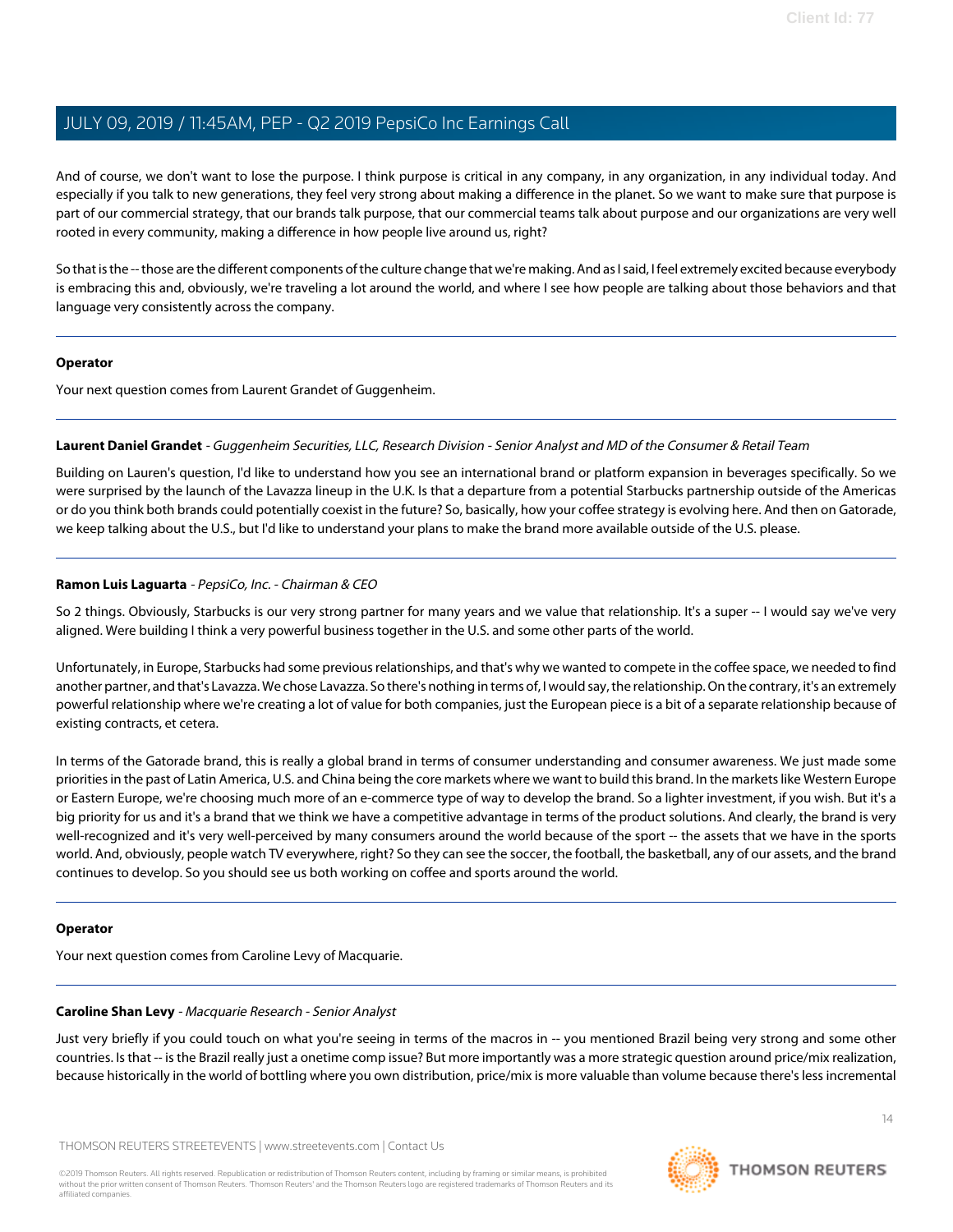And of course, we don't want to lose the purpose. I think purpose is critical in any company, in any organization, in any individual today. And especially if you talk to new generations, they feel very strong about making a difference in the planet. So we want to make sure that purpose is part of our commercial strategy, that our brands talk purpose, that our commercial teams talk about purpose and our organizations are very well rooted in every community, making a difference in how people live around us, right?

So that is the -- those are the different components of the culture change that we're making. And as I said, I feel extremely excited because everybody is embracing this and, obviously, we're traveling a lot around the world, and where I see how people are talking about those behaviors and that language very consistently across the company.

---

**Operator**

Your next question comes from Laurent Grandet of Guggenheim.

---

**Laurent Daniel Grandet** - *Guggenheim Securities, LLC, Research Division - Senior Analyst and MD of the Consumer & Retail Team*

Building on Lauren's question, I'd like to understand how you see an international brand or platform expansion in beverages specifically. So we were surprised by the launch of the Lavazza lineup in the U.K. Is that a departure from a potential Starbucks partnership outside of the Americas or do you think both brands could potentially coexist in the future? So, basically, how your coffee strategy is evolving here. And then on Gatorade, we keep talking about the U.S., but I'd like to understand your plans to make the brand more available outside of the U.S. please.

---

**Ramon Luis Laguarta** - *PepsiCo, Inc. - Chairman & CEO*

So 2 things. Obviously, Starbucks is our very strong partner for many years and we value that relationship. It's a super -- I would say we've very aligned. Were building I think a very powerful business together in the U.S. and some other parts of the world.

Unfortunately, in Europe, Starbucks had some previous relationships, and that's why we wanted to compete in the coffee space, we needed to find another partner, and that's Lavazza. We chose Lavazza. So there's nothing in terms of, I would say, the relationship. On the contrary, it's an extremely powerful relationship where we're creating a lot of value for both companies, just the European piece is a bit of a separate relationship because of existing contracts, et cetera.

In terms of the Gatorade brand, this is really a global brand in terms of consumer understanding and consumer awareness. We just made some priorities in the past of Latin America, U.S. and China being the core markets where we want to build this brand. In the markets like Western Europe or Eastern Europe, we're choosing much more of an e-commerce type of way to develop the brand. So a lighter investment, if you wish. But it's a big priority for us and it's a brand that we think we have a competitive advantage in terms of the product solutions. And clearly, the brand is very well-recognized and it's very well-perceived by many consumers around the world because of the sport -- the assets that we have in the sports world. And, obviously, people watch TV everywhere, right? So they can see the soccer, the football, the basketball, any of our assets, and the brand continues to develop. So you should see us both working on coffee and sports around the world.

---

**Operator**

Your next question comes from Caroline Levy of Macquarie.

---

**Caroline Shan Levy** - *Macquarie Research - Senior Analyst*

Just very briefly if you could touch on what you're seeing in terms of the macros in -- you mentioned Brazil being very strong and some other countries. Is that -- is the Brazil really just a onetime comp issue? But more importantly was a more strategic question around price/mix realization, because historically in the world of bottling where you own distribution, price/mix is more valuable than volume because there's less incremental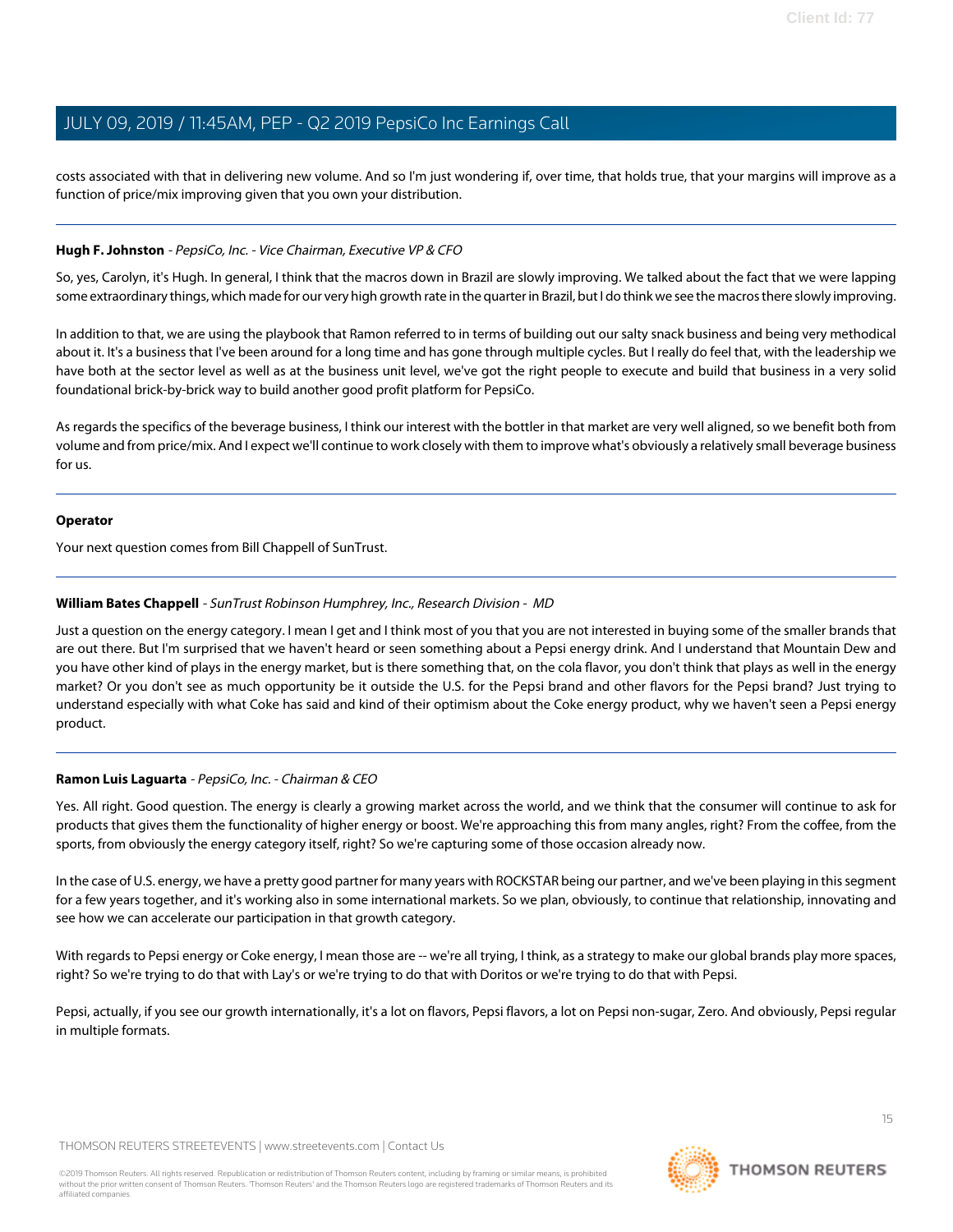costs associated with that in delivering new volume. And so I'm just wondering if, over time, that holds true, that your margins will improve as a function of price/mix improving given that you own your distribution.

---

**Hugh F. Johnston** - *PepsiCo, Inc. - Vice Chairman, Executive VP & CFO*

So, yes, Carolyn, it's Hugh. In general, I think that the macros down in Brazil are slowly improving. We talked about the fact that we were lapping some extraordinary things, which made for our very high growth rate in the quarter in Brazil, but I do think we see the macros there slowly improving.

In addition to that, we are using the playbook that Ramon referred to in terms of building out our salty snack business and being very methodical about it. It's a business that I've been around for a long time and has gone through multiple cycles. But I really do feel that, with the leadership we have both at the sector level as well as at the business unit level, we've got the right people to execute and build that business in a very solid foundational brick-by-brick way to build another good profit platform for PepsiCo.

As regards the specifics of the beverage business, I think our interest with the bottler in that market are very well aligned, so we benefit both from volume and from price/mix. And I expect we'll continue to work closely with them to improve what's obviously a relatively small beverage business for us.

---

**Operator**

Your next question comes from Bill Chappell of SunTrust.

---

**William Bates Chappell** - *SunTrust Robinson Humphrey, Inc., Research Division - MD*

Just a question on the energy category. I mean I get and I think most of you that you are not interested in buying some of the smaller brands that are out there. But I'm surprised that we haven't heard or seen something about a Pepsi energy drink. And I understand that Mountain Dew and you have other kind of plays in the energy market, but is there something that, on the cola flavor, you don't think that plays as well in the energy market? Or you don't see as much opportunity be it outside the U.S. for the Pepsi brand and other flavors for the Pepsi brand? Just trying to understand especially with what Coke has said and kind of their optimism about the Coke energy product, why we haven't seen a Pepsi energy product.

---

**Ramon Luis Laguarta** - *PepsiCo, Inc. - Chairman & CEO*

Yes. All right. Good question. The energy is clearly a growing market across the world, and we think that the consumer will continue to ask for products that gives them the functionality of higher energy or boost. We're approaching this from many angles, right? From the coffee, from the sports, from obviously the energy category itself, right? So we're capturing some of those occasion already now.

In the case of U.S. energy, we have a pretty good partner for many years with ROCKSTAR being our partner, and we've been playing in this segment for a few years together, and it's working also in some international markets. So we plan, obviously, to continue that relationship, innovating and see how we can accelerate our participation in that growth category.

With regards to Pepsi energy or Coke energy, I mean those are -- we're all trying, I think, as a strategy to make our global brands play more spaces, right? So we're trying to do that with Lay's or we're trying to do that with Doritos or we're trying to do that with Pepsi.

Pepsi, actually, if you see our growth internationally, it's a lot on flavors, Pepsi flavors, a lot on Pepsi non-sugar, Zero. And obviously, Pepsi regular in multiple formats.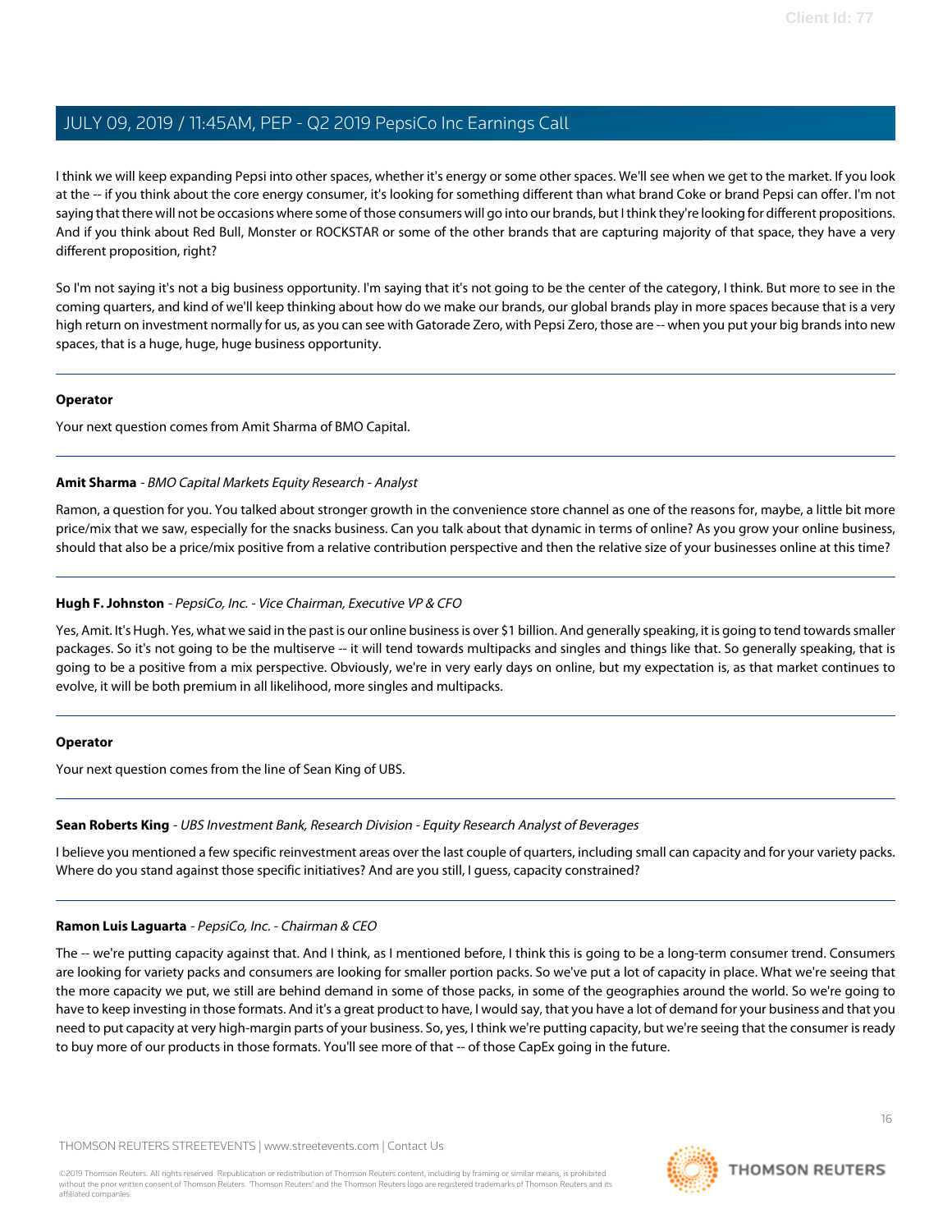I think we will keep expanding Pepsi into other spaces, whether it's energy or some other spaces. We'll see when we get to the market. If you look at the -- if you think about the core energy consumer, it's looking for something different than what brand Coke or brand Pepsi can offer. I'm not saying that there will not be occasions where some of those consumers will go into our brands, but I think they're looking for different propositions. And if you think about Red Bull, Monster or ROCKSTAR or some of the other brands that are capturing majority of that space, they have a very different proposition, right?

So I'm not saying it's not a big business opportunity. I'm saying that it's not going to be the center of the category, I think. But more to see in the coming quarters, and kind of we'll keep thinking about how do we make our brands, our global brands play in more spaces because that is a very high return on investment normally for us, as you can see with Gatorade Zero, with Pepsi Zero, those are -- when you put your big brands into new spaces, that is a huge, huge, huge business opportunity.

---

**Operator**

Your next question comes from Amit Sharma of BMO Capital.

---

**Amit Sharma** - *BMO Capital Markets Equity Research - Analyst*

Ramon, a question for you. You talked about stronger growth in the convenience store channel as one of the reasons for, maybe, a little bit more price/mix that we saw, especially for the snacks business. Can you talk about that dynamic in terms of online? As you grow your online business, should that also be a price/mix positive from a relative contribution perspective and then the relative size of your businesses online at this time?

---

**Hugh F. Johnston** - *PepsiCo, Inc. - Vice Chairman, Executive VP & CFO*

Yes, Amit. It's Hugh. Yes, what we said in the past is our online business is over $1 billion. And generally speaking, it is going to tend towards smaller packages. So it's not going to be the multiserve -- it will tend towards multipacks and singles and things like that. So generally speaking, that is going to be a positive from a mix perspective. Obviously, we're in very early days on online, but my expectation is, as that market continues to evolve, it will be both premium in all likelihood, more singles and multipacks.

---

**Operator**

Your next question comes from the line of Sean King of UBS.

---

**Sean Roberts King** - *UBS Investment Bank, Research Division - Equity Research Analyst of Beverages*

I believe you mentioned a few specific reinvestment areas over the last couple of quarters, including small can capacity and for your variety packs. Where do you stand against those specific initiatives? And are you still, I guess, capacity constrained?

---

**Ramon Luis Laguarta** - *PepsiCo, Inc. - Chairman & CEO*

The -- we're putting capacity against that. And I think, as I mentioned before, I think this is going to be a long-term consumer trend. Consumers are looking for variety packs and consumers are looking for smaller portion packs. So we've put a lot of capacity in place. What we're seeing that the more capacity we put, we still are behind demand in some of those packs, in some of the geographies around the world. So we're going to have to keep investing in those formats. And it's a great product to have, I would say, that you have a lot of demand for your business and that you need to put capacity at very high-margin parts of your business. So, yes, I think we're putting capacity, but we're seeing that the consumer is ready to buy more of our products in those formats. You'll see more of that -- of those CapEx going in the future.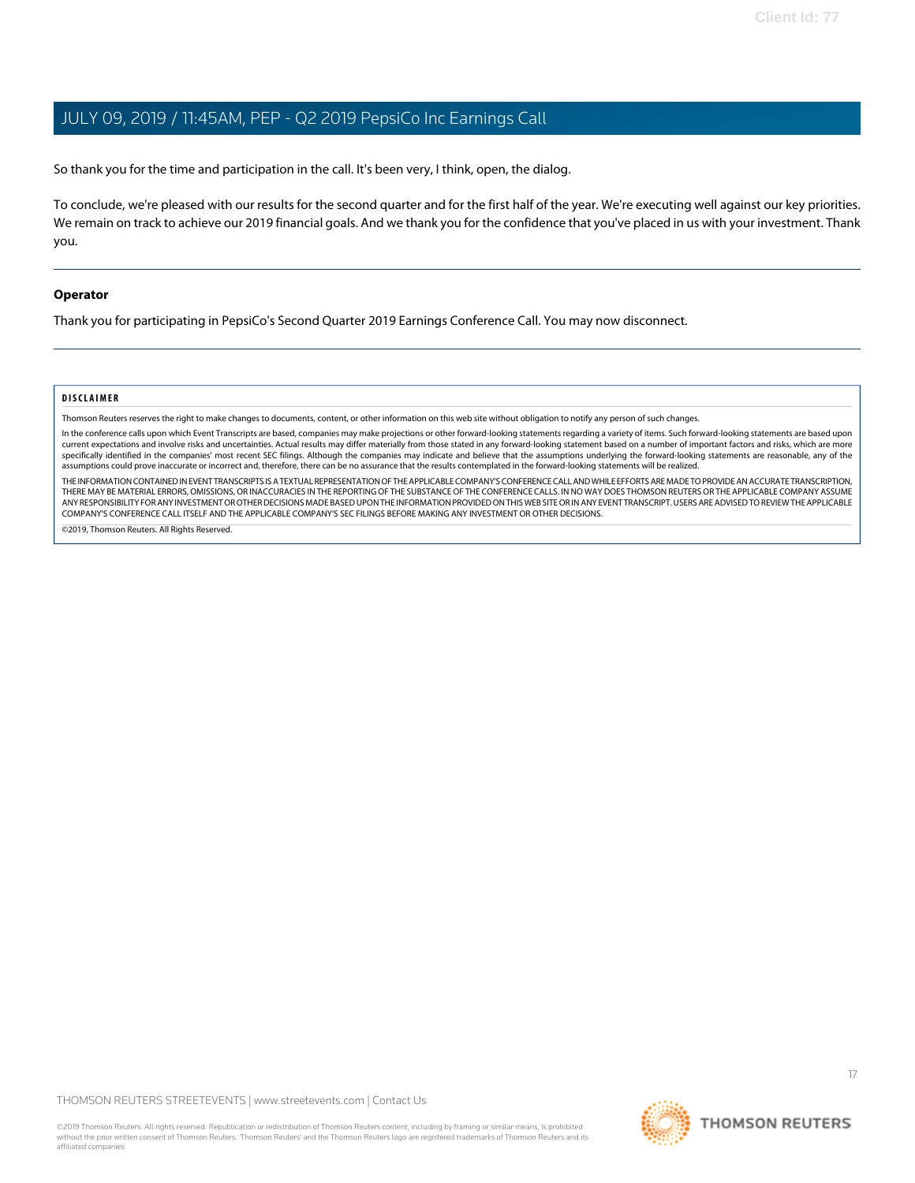So thank you for the time and participation in the call. It's been very, I think, open, the dialog.

To conclude, we're pleased with our results for the second quarter and for the first half of the year. We're executing well against our key priorities. We remain on track to achieve our 2019 financial goals. And we thank you for the confidence that you've placed in us with your investment. Thank you.

---

**Operator**

Thank you for participating in PepsiCo's Second Quarter 2019 Earnings Conference Call. You may now disconnect.

---

**DISCLAIMER**

Thomson Reuters reserves the right to make changes to documents, content, or other information on this web site without obligation to notify any person of such changes.

In the conference calls upon which Event Transcripts are based, companies may make projections or other forward-looking statements regarding a variety of items. Such forward-looking statements are based upon current expectations and involve risks and uncertainties. Actual results may differ materially from those stated in any forward-looking statement based on a number of important factors and risks, which are more specifically identified in the companies' most recent SEC filings. Although the companies may indicate and believe that the assumptions underlying the forward-looking statements are reasonable, any of the assumptions could prove inaccurate or incorrect and, therefore, there can be no assurance that the results contemplated in the forward-looking statements will be realized.

THE INFORMATION CONTAINED IN EVENT TRANSCRIPTS IS A TEXTUAL REPRESENTATION OF THE APPLICABLE COMPANY'S CONFERENCE CALL AND WHILE EFFORTS ARE MADE TO PROVIDE AN ACCURATE TRANSCRIPTION, THERE MAY BE MATERIAL ERRORS, OMISSIONS, OR INACCURACIES IN THE REPORTING OF THE SUBSTANCE OF THE CONFERENCE CALLS. IN NO WAY DOES THOMSON REUTERS OR THE APPLICABLE COMPANY ASSUME ANY RESPONSIBILITY FOR ANY INVESTMENT OR OTHER DECISIONS MADE BASED UPON THE INFORMATION PROVIDED ON THIS WEB SITE OR IN ANY EVENT TRANSCRIPT. USERS ARE ADVISED TO REVIEW THE APPLICABLE COMPANY'S CONFERENCE CALL ITSELF AND THE APPLICABLE COMPANY'S SEC FILINGS BEFORE MAKING ANY INVESTMENT OR OTHER DECISIONS.

©2019, Thomson Reuters. All Rights Reserved.